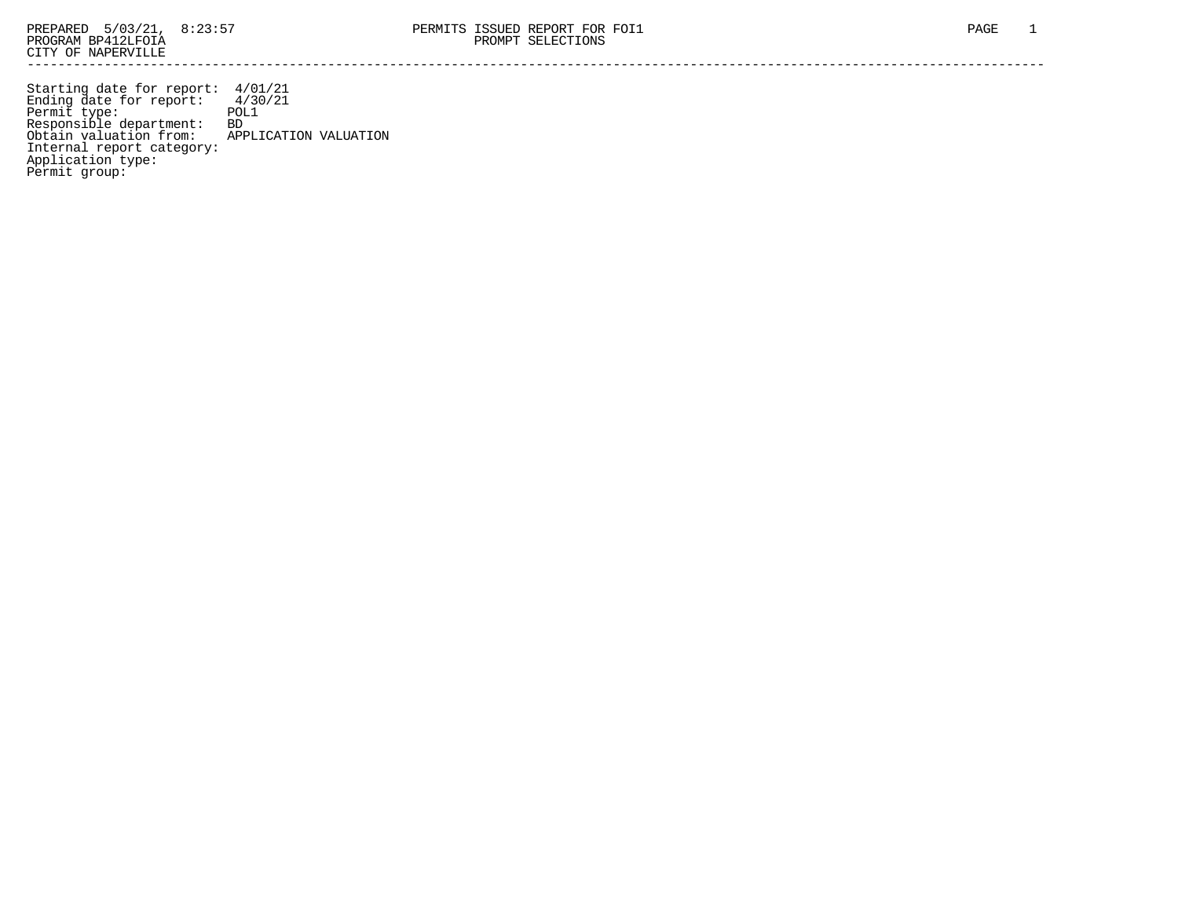PREPARED 5/03/21, 8:23:57 PERMITS ISSUED REPORT FOR FOI1
PROGRAM BP412LFOIA PROMPT SELECTIONS
CITY OF NAPERVILLE

---

Starting date for report: 4/01/21
Ending date for report: 4/30/21
Permit type: POL1
Responsible department: BD
Obtain valuation from: APPLICATION VALUATION
Internal report category:
Application type:
Permit group: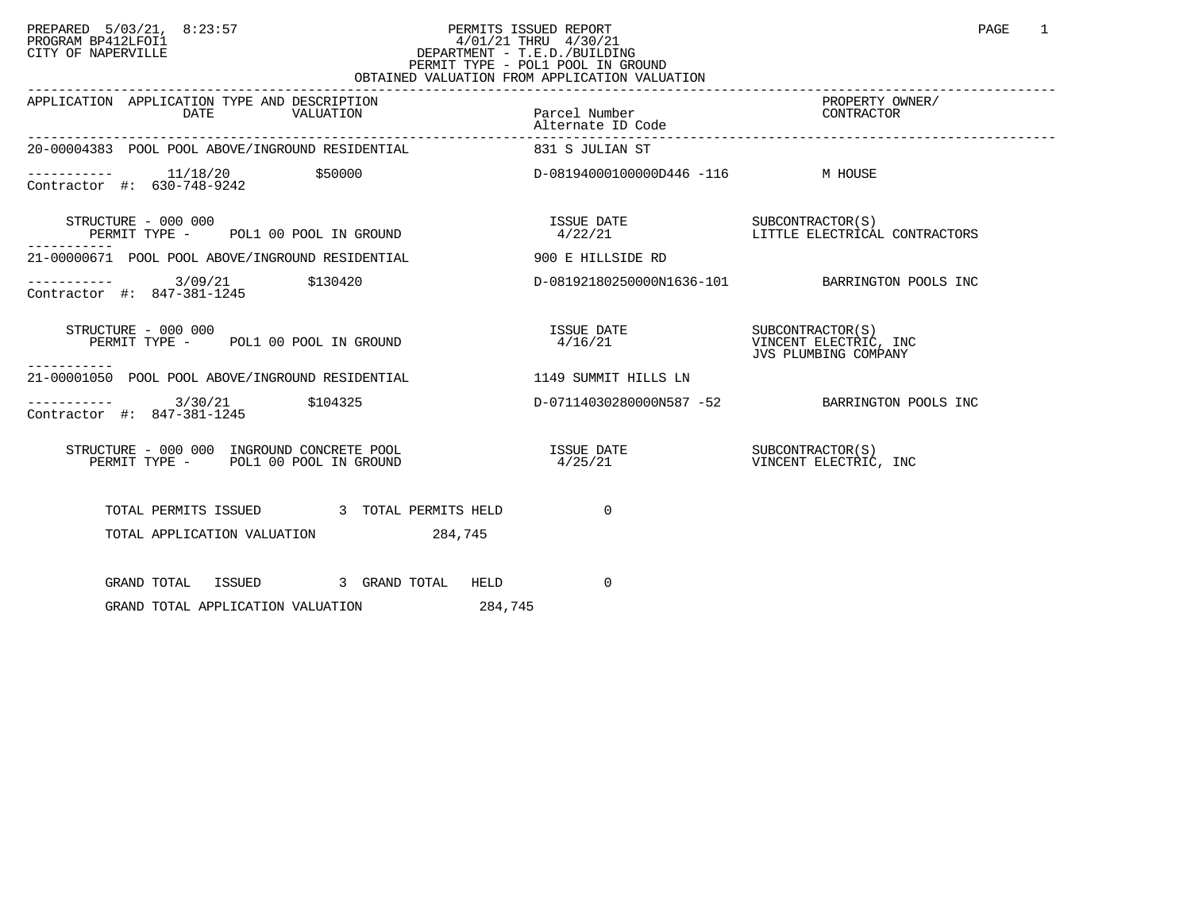PREPARED 5/03/21, 8:23:57
PROGRAM BP412LFOI1
CITY OF NAPERVILLE

# PERMITS ISSUED REPORT

4/01/21 THRU 4/30/21
DEPARTMENT - T.E.D./BUILDING
PERMIT TYPE - POL1 POOL IN GROUND
OBTAINED VALUATION FROM APPLICATION VALUATION

| APPLICATION | APPLICATION TYPE AND DESCRIPTION / DATE / VALUATION | Parcel Number / Alternate ID Code | PROPERTY OWNER/ CONTRACTOR |
|---|---|---|---|
| 20-00004383 | POOL POOL ABOVE/INGROUND RESIDENTIAL | 831 S JULIAN ST | |
| | 11/18/20 $50000 | D-08194000100000D446 -116 | M HOUSE |
| Contractor #: 630-748-9242 | | | |
| | STRUCTURE - 000 000<br>PERMIT TYPE - POL1 00 POOL IN GROUND | ISSUE DATE<br>4/22/21 | SUBCONTRACTOR(S)<br>LITTLE ELECTRICAL CONTRACTORS |
| 21-00000671 | POOL POOL ABOVE/INGROUND RESIDENTIAL | 900 E HILLSIDE RD | |
| | 3/09/21 $130420 | D-08192180250000N1636-101 | BARRINGTON POOLS INC |
| Contractor #: 847-381-1245 | | | |
| | STRUCTURE - 000 000<br>PERMIT TYPE - POL1 00 POOL IN GROUND | ISSUE DATE<br>4/16/21 | SUBCONTRACTOR(S)<br>VINCENT ELECTRIC, INC<br>JVS PLUMBING COMPANY |
| 21-00001050 | POOL POOL ABOVE/INGROUND RESIDENTIAL | 1149 SUMMIT HILLS LN | |
| | 3/30/21 $104325 | D-07114030280000N587 -52 | BARRINGTON POOLS INC |
| Contractor #: 847-381-1245 | | | |
| | STRUCTURE - 000 000 INGROUND CONCRETE POOL<br>PERMIT TYPE - POL1 00 POOL IN GROUND | ISSUE DATE<br>4/25/21 | SUBCONTRACTOR(S)<br>VINCENT ELECTRIC, INC |

TOTAL PERMITS ISSUED 3 TOTAL PERMITS HELD 0

TOTAL APPLICATION VALUATION 284,745

GRAND TOTAL ISSUED 3 GRAND TOTAL HELD 0

GRAND TOTAL APPLICATION VALUATION 284,745